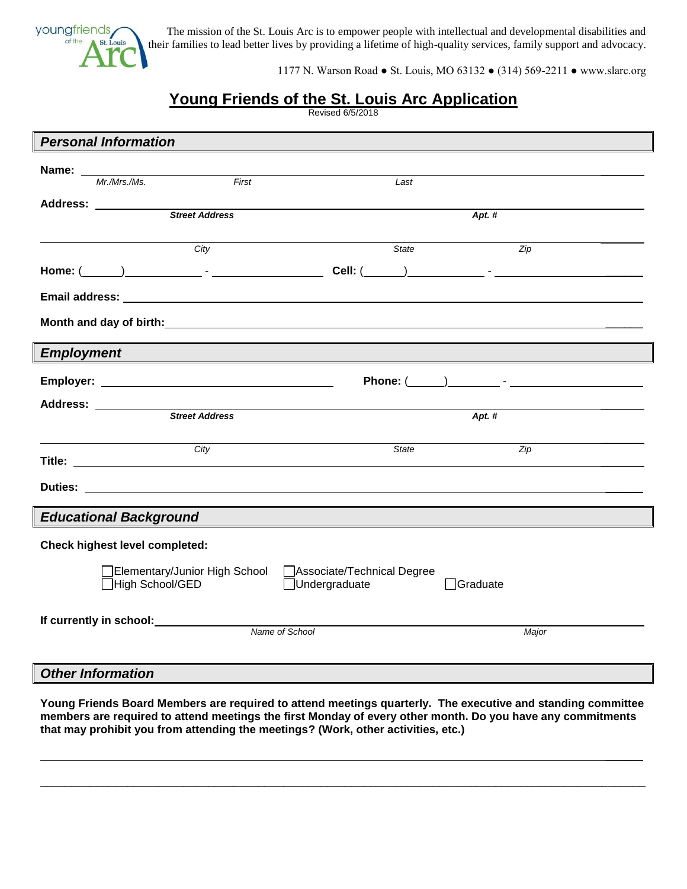youngfriends of the St. Louis Arc

The mission of the St. Louis Arc is to empower people with intellectual and developmental disabilities and their families to lead better lives by providing a lifetime of high-quality services, family support and advocacy.

1177 N. Warson Road ● St. Louis, MO 63132 ● (314) 569-2211 ● www.slarc.org

# Young Friends of the St. Louis Arc Application

Revised 6/5/2018

## *Personal Information*

**Name:** ______________________________________________________________
*Mr./Mrs./Ms.* *First* *Last*

**Address:** ______________________________________________________________
***Street Address*** ***Apt. #***

______________________________________________________________
*City* *State* *Zip*

**Home:** (______)____________ - __________________ **Cell:** (______)____________ - __________________

**Email address:** ______________________________________________________________

**Month and day of birth:** ______________________________________________________________

## *Employment*

**Employer:** ______________________________________ **Phone:** (______)________ - ____________________

**Address:** ______________________________________________________________
***Street Address*** ***Apt. #***

______________________________________________________________
*City* *State* *Zip*

**Title:** ______________________________________________________________

**Duties:** ______________________________________________________________

## *Educational Background*

**Check highest level completed:**

- ☐ Elementary/Junior High School
- ☐ High School/GED
- ☐ Associate/Technical Degree
- ☐ Undergraduate
- ☐ Graduate

**If currently in school:** ______________________________________________________________
*Name of School* *Major*

## *Other Information*

**Young Friends Board Members are required to attend meetings quarterly. The executive and standing committee members are required to attend meetings the first Monday of every other month. Do you have any commitments that may prohibit you from attending the meetings? (Work, other activities, etc.)**

______________________________________________________________

______________________________________________________________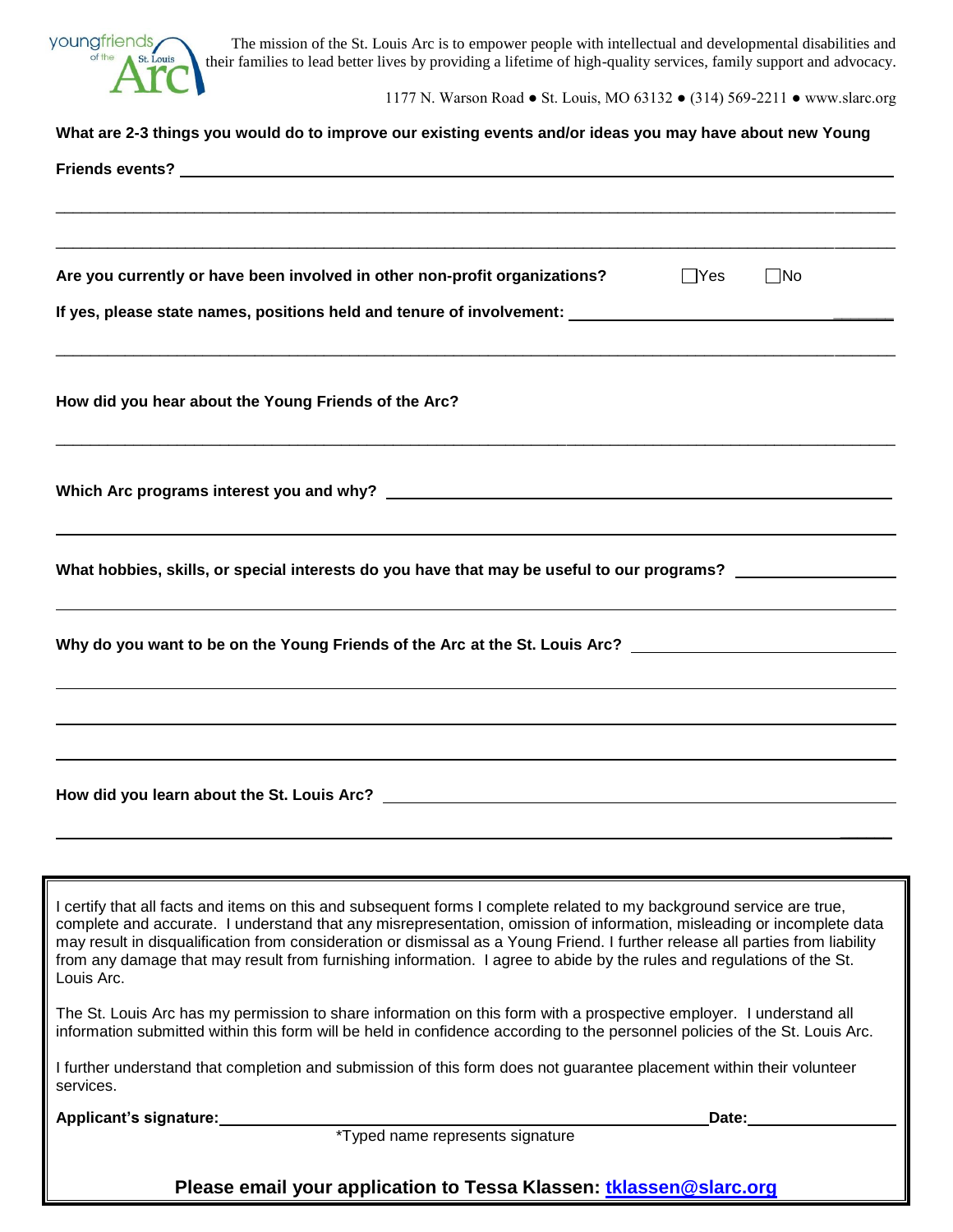The mission of the St. Louis Arc is to empower people with intellectual and developmental disabilities and their families to lead better lives by providing a lifetime of high-quality services, family support and advocacy.

1177 N. Warson Road ● St. Louis, MO 63132 ● (314) 569-2211 ● www.slarc.org

**What are 2-3 things you would do to improve our existing events and/or ideas you may have about new Young Friends events?** ______________________________

______________________________

______________________________

**Are you currently or have been involved in other non-profit organizations?** ☐Yes ☐No

**If yes, please state names, positions held and tenure of involvement:** ______________________________

______________________________

**How did you hear about the Young Friends of the Arc?**

______________________________

**Which Arc programs interest you and why?** ______________________________

______________________________

**What hobbies, skills, or special interests do you have that may be useful to our programs?** ______________________________

______________________________

**Why do you want to be on the Young Friends of the Arc at the St. Louis Arc?** ______________________________

______________________________

______________________________

______________________________

**How did you learn about the St. Louis Arc?** ______________________________

______________________________

I certify that all facts and items on this and subsequent forms I complete related to my background service are true, complete and accurate. I understand that any misrepresentation, omission of information, misleading or incomplete data may result in disqualification from consideration or dismissal as a Young Friend. I further release all parties from liability from any damage that may result from furnishing information. I agree to abide by the rules and regulations of the St. Louis Arc.

The St. Louis Arc has my permission to share information on this form with a prospective employer. I understand all information submitted within this form will be held in confidence according to the personnel policies of the St. Louis Arc.

I further understand that completion and submission of this form does not guarantee placement within their volunteer services.

**Applicant's signature:** ______________________________ **Date:** ______________

*Typed name represents signature

**Please email your application to Tessa Klassen: tklassen@slarc.org**